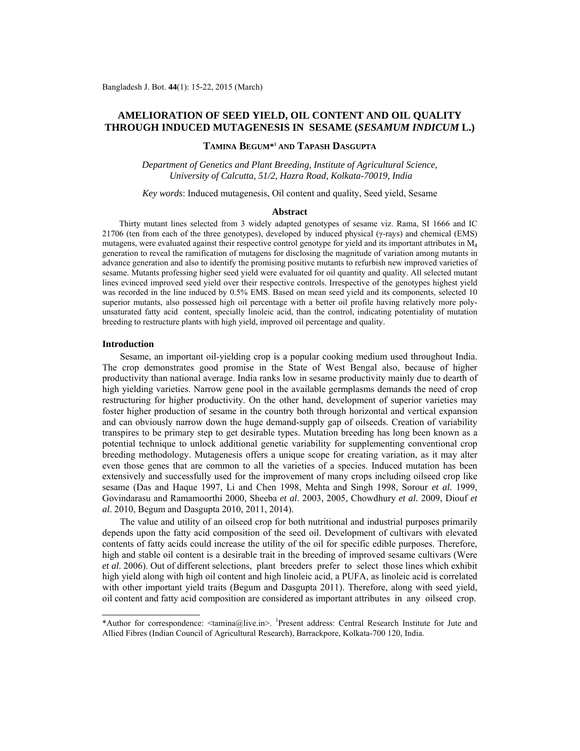# AMELIORATION OF SEED YIELD, OIL CONTENT AND OIL QUALITY THROUGH INDUCED MUTAGENESIS IN SESAME (*SESAMUM INDICUM* L.)

**TAMINA BEGUM*[1] AND TAPASH DASGUPTA**

*Department of Genetics and Plant Breeding, Institute of Agricultural Science, University of Calcutta, 51/2, Hazra Road, Kolkata-70019, India*

*Key words*: Induced mutagenesis, Oil content and quality, Seed yield, Sesame

## Abstract

Thirty mutant lines selected from 3 widely adapted genotypes of sesame viz. Rama, SI 1666 and IC 21706 (ten from each of the three genotypes), developed by induced physical (γ-rays) and chemical (EMS) mutagens, were evaluated against their respective control genotype for yield and its important attributes in $M_4$ generation to reveal the ramification of mutagens for disclosing the magnitude of variation among mutants in advance generation and also to identify the promising positive mutants to refurbish new improved varieties of sesame. Mutants professing higher seed yield were evaluated for oil quantity and quality. All selected mutant lines evinced improved seed yield over their respective controls. Irrespective of the genotypes highest yield was recorded in the line induced by 0.5% EMS. Based on mean seed yield and its components, selected 10 superior mutants, also possessed high oil percentage with a better oil profile having relatively more poly-unsaturated fatty acid content, specially linoleic acid, than the control, indicating potentiality of mutation breeding to restructure plants with high yield, improved oil percentage and quality.

## Introduction

Sesame, an important oil-yielding crop is a popular cooking medium used throughout India. The crop demonstrates good promise in the State of West Bengal also, because of higher productivity than national average. India ranks low in sesame productivity mainly due to dearth of high yielding varieties. Narrow gene pool in the available germplasms demands the need of crop restructuring for higher productivity. On the other hand, development of superior varieties may foster higher production of sesame in the country both through horizontal and vertical expansion and can obviously narrow down the huge demand-supply gap of oilseeds. Creation of variability transpires to be primary step to get desirable types. Mutation breeding has long been known as a potential technique to unlock additional genetic variability for supplementing conventional crop breeding methodology. Mutagenesis offers a unique scope for creating variation, as it may alter even those genes that are common to all the varieties of a species. Induced mutation has been extensively and successfully used for the improvement of many crops including oilseed crop like sesame (Das and Haque 1997, Li and Chen 1998, Mehta and Singh 1998, Sorour *et al.* 1999, Govindarasu and Ramamoorthi 2000, Sheeba *et al*. 2003, 2005, Chowdhury *et al.* 2009, Diouf *et al*. 2010, Begum and Dasgupta 2010, 2011, 2014).

The value and utility of an oilseed crop for both nutritional and industrial purposes primarily depends upon the fatty acid composition of the seed oil. Development of cultivars with elevated contents of fatty acids could increase the utility of the oil for specific edible purposes. Therefore, high and stable oil content is a desirable trait in the breeding of improved sesame cultivars (Were *et al*. 2006). Out of different selections, plant breeders prefer to select those lines which exhibit high yield along with high oil content and high linoleic acid, a PUFA, as linoleic acid is correlated with other important yield traits (Begum and Dasgupta 2011). Therefore, along with seed yield, oil content and fatty acid composition are considered as important attributes in any oilseed crop.

---

*Author for correspondence: <tamina@live.in>. [1]Present address: Central Research Institute for Jute and Allied Fibres (Indian Council of Agricultural Research), Barrackpore, Kolkata-700 120, India.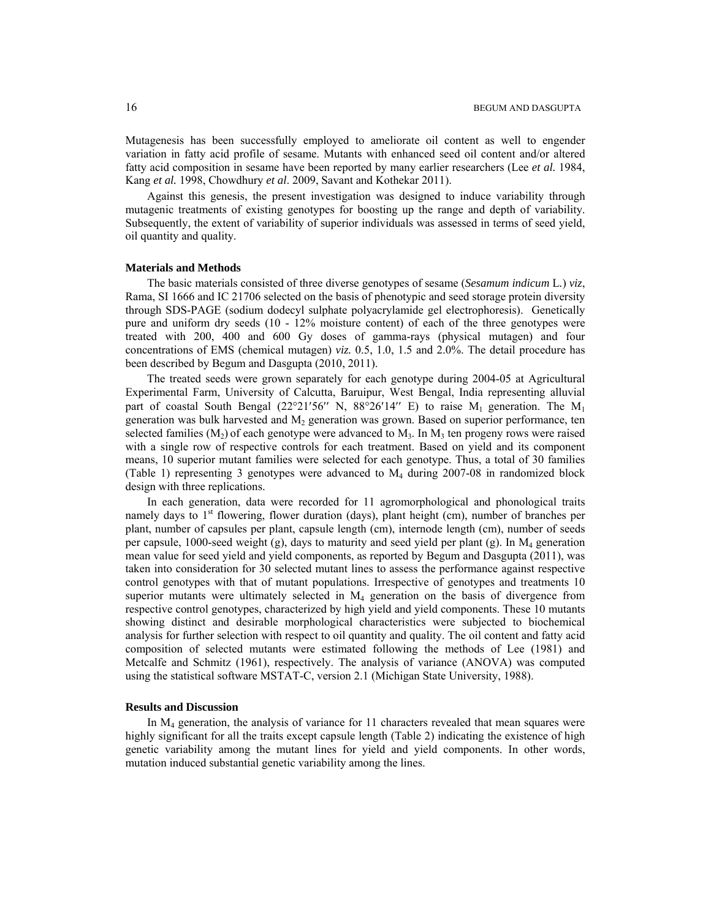Mutagenesis has been successfully employed to ameliorate oil content as well to engender variation in fatty acid profile of sesame. Mutants with enhanced seed oil content and/or altered fatty acid composition in sesame have been reported by many earlier researchers (Lee *et al.* 1984, Kang *et al.* 1998, Chowdhury *et al*. 2009, Savant and Kothekar 2011).

Against this genesis, the present investigation was designed to induce variability through mutagenic treatments of existing genotypes for boosting up the range and depth of variability. Subsequently, the extent of variability of superior individuals was assessed in terms of seed yield, oil quantity and quality.

## Materials and Methods

The basic materials consisted of three diverse genotypes of sesame (*Sesamum indicum* L.) *viz*, Rama, SI 1666 and IC 21706 selected on the basis of phenotypic and seed storage protein diversity through SDS-PAGE (sodium dodecyl sulphate polyacrylamide gel electrophoresis). Genetically pure and uniform dry seeds (10 - 12% moisture content) of each of the three genotypes were treated with 200, 400 and 600 Gy doses of gamma-rays (physical mutagen) and four concentrations of EMS (chemical mutagen) *viz.* 0.5, 1.0, 1.5 and 2.0%. The detail procedure has been described by Begum and Dasgupta (2010, 2011).

The treated seeds were grown separately for each genotype during 2004-05 at Agricultural Experimental Farm, University of Calcutta, Baruipur, West Bengal, India representing alluvial part of coastal South Bengal (22°21′56′′ N, 88°26′14′′ E) to raise $M_1$ generation. The $M_1$ generation was bulk harvested and $M_2$ generation was grown. Based on superior performance, ten selected families ($M_2$) of each genotype were advanced to $M_3$. In $M_3$ ten progeny rows were raised with a single row of respective controls for each treatment. Based on yield and its component means, 10 superior mutant families were selected for each genotype. Thus, a total of 30 families (Table 1) representing 3 genotypes were advanced to $M_4$ during 2007-08 in randomized block design with three replications.

In each generation, data were recorded for 11 agromorphological and phonological traits namely days to 1st flowering, flower duration (days), plant height (cm), number of branches per plant, number of capsules per plant, capsule length (cm), internode length (cm), number of seeds per capsule, 1000-seed weight (g), days to maturity and seed yield per plant (g). In $M_4$ generation mean value for seed yield and yield components, as reported by Begum and Dasgupta (2011), was taken into consideration for 30 selected mutant lines to assess the performance against respective control genotypes with that of mutant populations. Irrespective of genotypes and treatments 10 superior mutants were ultimately selected in $M_4$ generation on the basis of divergence from respective control genotypes, characterized by high yield and yield components. These 10 mutants showing distinct and desirable morphological characteristics were subjected to biochemical analysis for further selection with respect to oil quantity and quality. The oil content and fatty acid composition of selected mutants were estimated following the methods of Lee (1981) and Metcalfe and Schmitz (1961), respectively. The analysis of variance (ANOVA) was computed using the statistical software MSTAT-C, version 2.1 (Michigan State University, 1988).

## Results and Discussion

In $M_4$ generation, the analysis of variance for 11 characters revealed that mean squares were highly significant for all the traits except capsule length (Table 2) indicating the existence of high genetic variability among the mutant lines for yield and yield components. In other words, mutation induced substantial genetic variability among the lines.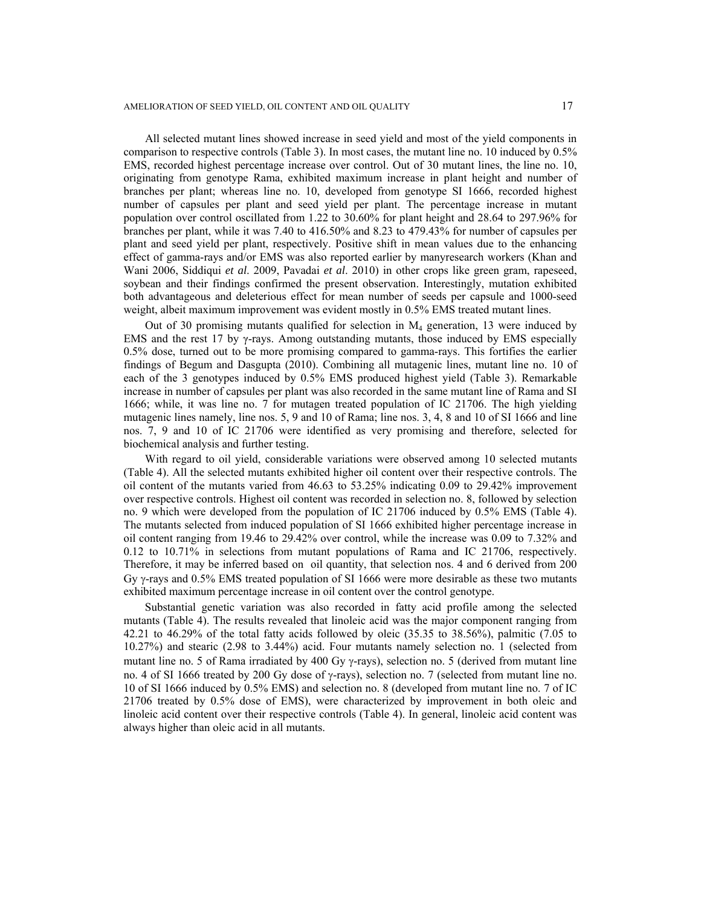All selected mutant lines showed increase in seed yield and most of the yield components in comparison to respective controls (Table 3). In most cases, the mutant line no. 10 induced by 0.5% EMS, recorded highest percentage increase over control. Out of 30 mutant lines, the line no. 10, originating from genotype Rama, exhibited maximum increase in plant height and number of branches per plant; whereas line no. 10, developed from genotype SI 1666, recorded highest number of capsules per plant and seed yield per plant. The percentage increase in mutant population over control oscillated from 1.22 to 30.60% for plant height and 28.64 to 297.96% for branches per plant, while it was 7.40 to 416.50% and 8.23 to 479.43% for number of capsules per plant and seed yield per plant, respectively. Positive shift in mean values due to the enhancing effect of gamma-rays and/or EMS was also reported earlier by manyresearch workers (Khan and Wani 2006, Siddiqui *et al*. 2009, Pavadai *et al*. 2010) in other crops like green gram, rapeseed, soybean and their findings confirmed the present observation. Interestingly, mutation exhibited both advantageous and deleterious effect for mean number of seeds per capsule and 1000-seed weight, albeit maximum improvement was evident mostly in 0.5% EMS treated mutant lines.

Out of 30 promising mutants qualified for selection in $M_4$ generation, 13 were induced by EMS and the rest 17 by γ-rays. Among outstanding mutants, those induced by EMS especially 0.5% dose, turned out to be more promising compared to gamma-rays. This fortifies the earlier findings of Begum and Dasgupta (2010). Combining all mutagenic lines, mutant line no. 10 of each of the 3 genotypes induced by 0.5% EMS produced highest yield (Table 3). Remarkable increase in number of capsules per plant was also recorded in the same mutant line of Rama and SI 1666; while, it was line no. 7 for mutagen treated population of IC 21706. The high yielding mutagenic lines namely, line nos. 5, 9 and 10 of Rama; line nos. 3, 4, 8 and 10 of SI 1666 and line nos. 7, 9 and 10 of IC 21706 were identified as very promising and therefore, selected for biochemical analysis and further testing.

With regard to oil yield, considerable variations were observed among 10 selected mutants (Table 4). All the selected mutants exhibited higher oil content over their respective controls. The oil content of the mutants varied from 46.63 to 53.25% indicating 0.09 to 29.42% improvement over respective controls. Highest oil content was recorded in selection no. 8, followed by selection no. 9 which were developed from the population of IC 21706 induced by 0.5% EMS (Table 4). The mutants selected from induced population of SI 1666 exhibited higher percentage increase in oil content ranging from 19.46 to 29.42% over control, while the increase was 0.09 to 7.32% and 0.12 to 10.71% in selections from mutant populations of Rama and IC 21706, respectively. Therefore, it may be inferred based on oil quantity, that selection nos. 4 and 6 derived from 200 Gy γ-rays and 0.5% EMS treated population of SI 1666 were more desirable as these two mutants exhibited maximum percentage increase in oil content over the control genotype.

Substantial genetic variation was also recorded in fatty acid profile among the selected mutants (Table 4). The results revealed that linoleic acid was the major component ranging from 42.21 to 46.29% of the total fatty acids followed by oleic (35.35 to 38.56%), palmitic (7.05 to 10.27%) and stearic (2.98 to 3.44%) acid. Four mutants namely selection no. 1 (selected from mutant line no. 5 of Rama irradiated by 400 Gy γ-rays), selection no. 5 (derived from mutant line no. 4 of SI 1666 treated by 200 Gy dose of γ-rays), selection no. 7 (selected from mutant line no. 10 of SI 1666 induced by 0.5% EMS) and selection no. 8 (developed from mutant line no. 7 of IC 21706 treated by 0.5% dose of EMS), were characterized by improvement in both oleic and linoleic acid content over their respective controls (Table 4). In general, linoleic acid content was always higher than oleic acid in all mutants.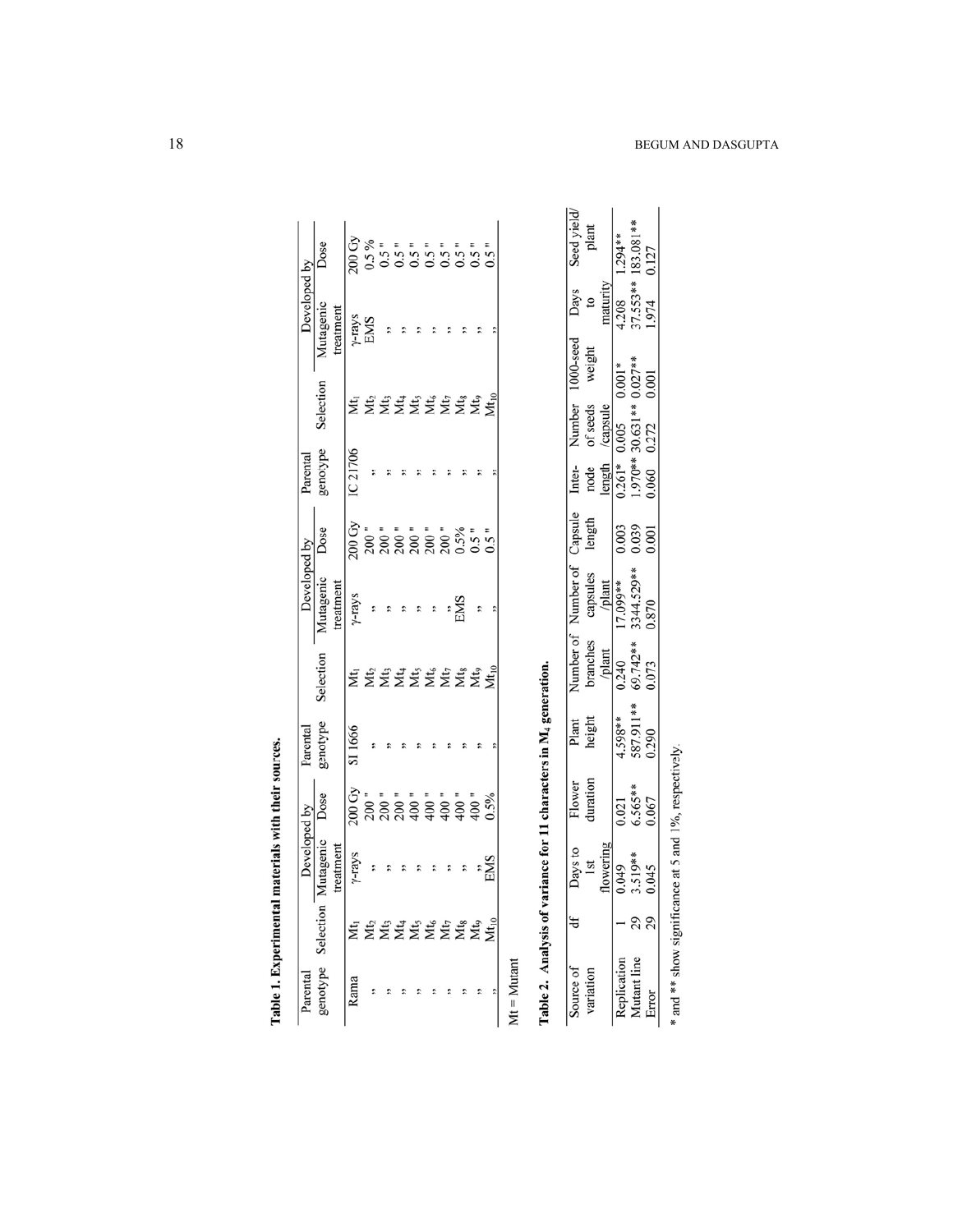**Table 1. Experimental materials with their sources.**

| Parental genotype | Selection | Developed by | | Parental genotype | Selection | Developed by | | Parental genotype | Selection | Developed by | |
|---|---|---|---|---|---|---|---|---|---|---|---|
| | | Mutagenic treatment | Dose | | | Mutagenic treatment | Dose | | | Mutagenic treatment | Dose |
| Rama | $Mt_1$ | γ-rays | 200 Gy | SI 1666 | $Mt_1$ | γ-rays | 200 Gy | IC 21706 | $Mt_1$ | γ-rays | 200 Gy |
| " | $Mt_2$ | " | 200 " | " | $Mt_2$ | " | 200 " | " | $Mt_2$ | EMS | 0.5 % |
| " | $Mt_3$ | " | 200 " | " | $Mt_3$ | " | 200 " | " | $Mt_3$ | " | 0.5 " |
| " | $Mt_4$ | " | 200 " | " | $Mt_4$ | " | 200 " | " | $Mt_4$ | " | 0.5 " |
| " | $Mt_5$ | " | 400 " | " | $Mt_5$ | " | 200 " | " | $Mt_5$ | " | 0.5 " |
| " | $Mt_6$ | " | 400 " | " | $Mt_6$ | " | 200 " | " | $Mt_6$ | " | 0.5 " |
| " | $Mt_7$ | " | 400 " | " | $Mt_7$ | " | 200 " | " | $Mt_7$ | " | 0.5 " |
| " | $Mt_8$ | " | 400 " | " | $Mt_8$ | EMS | 0.5% | " | $Mt_8$ | " | 0.5 " |
| " | $Mt_9$ | " | 400 " | " | $Mt_9$ | " | 0.5 " | " | $Mt_9$ | " | 0.5 " |
| " | $Mt_{10}$ | EMS | 0.5% | " | $Mt_{10}$ | " | 0.5 " | " | $Mt_{10}$ | " | 0.5 " |

Mt = Mutant

**Table 2. Analysis of variance for 11 characters in $M_4$ generation.**

| Source of variation | df | Days to 1st flowering | Flower duration | Plant height | Number of branches /plant | Number of capsules /plant | Capsule length | Inter-node length | Number of seeds /capsule | 1000-seed weight | Days to maturity | Seed yield/ plant |
|---|---|---|---|---|---|---|---|---|---|---|---|---|
| Replication | 1 | 0.049 | 0.021 | 4.598** | 0.240 | 17.099** | 0.003 | 0.261* | 0.005 | 0.001* | 4.208 | 1.294** |
| Mutant line | 29 | 3.519** | 6.565** | 587.911** | 69.742** | 3344.529** | 0.039 | 1.970** | 30.631** | 0.027** | 37.553** | 183.081** |
| Error | 29 | 0.045 | 0.067 | 0.290 | 0.073 | 0.870 | 0.001 | 0.060 | 0.272 | 0.001 | 1.974 | 0.127 |

* and ** show significance at 5 and 1%, respectively.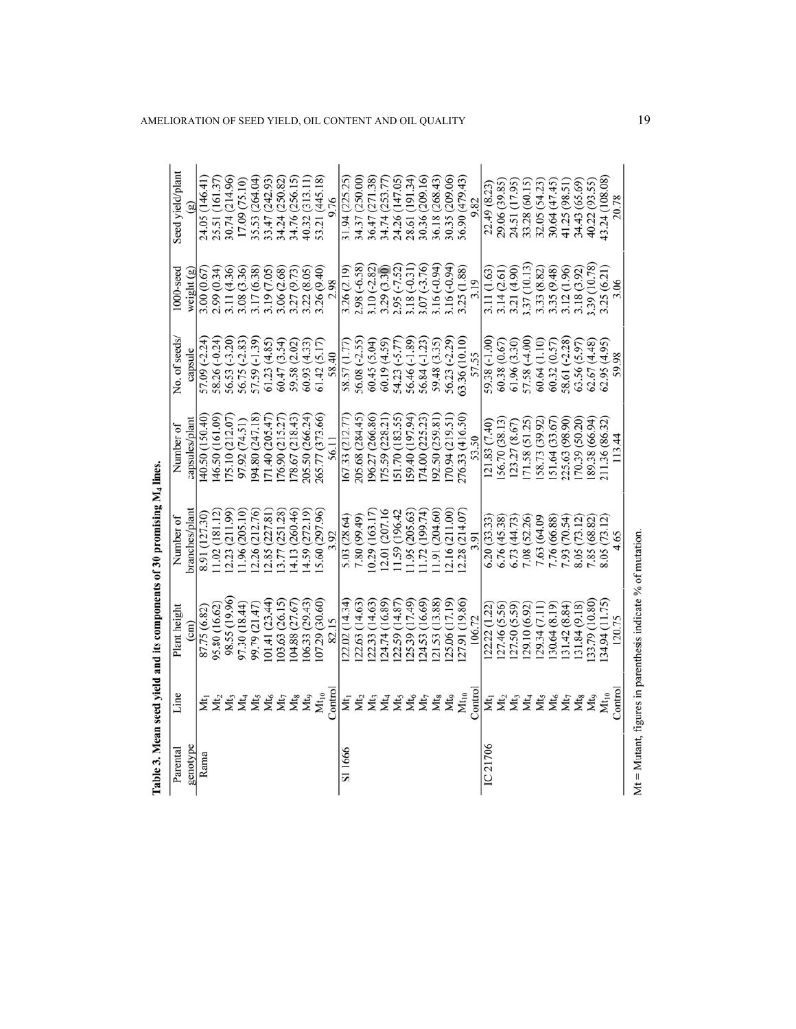**Table 3. Mean seed yield and its components of 30 promising $M_4$ lines.**

| Parental genotype | Line | Plant height (cm) | Number of branches/plant | Number of capsules/plant | No. of seeds/ capsule | 1000-seed weight (g) | Seed yield/plant (g) |
|---|---|---|---|---|---|---|---|
| Rama | $Mt_1$ | 87.75 (6.82) | 8.91 (127.30) | 140.50 (150.40) | 57.09 (-2.24) | 3.00 (0.67) | 24.05 (146.41) |
| | $Mt_2$ | 95.80 (16.62) | 11.02 (181.12) | 146.50 (161.09) | 58.26 (-0.24) | 2.99 (0.34) | 25.51 (161.37) |
| | $Mt_3$ | 98.55 (19.96) | 12.23 (211.99) | 175.10 (212.07) | 56.53 (-3.20) | 3.11 (4.36) | 30.74 (214.96) |
| | $Mt_4$ | 97.30 (18.44) | 11.96 (205.10) | 97.92 (74.51) | 56.75 (-2.83) | 3.08 (3.36) | 17.09 (75.10) |
| | $Mt_5$ | 99.79 (21.47) | 12.26 (212.76) | 194.80 (247.18) | 57.59 (-1.39) | 3.17 (6.38) | 35.53 (264.04) |
| | $Mt_6$ | 101.41 (23.44) | 12.85 (227.81) | 171.40 (205.47) | 61.23 (4.85) | 3.19 (7.05) | 33.47 (242.93) |
| | $Mt_7$ | 103.63 (26.15) | 13.77 (251.28) | 176.90 (215.27) | 60.47 (3.54) | 3.06 (2.68) | 34.24 (250.82) |
| | $Mt_8$ | 104.88 (27.67) | 14.13 (260.46) | 178.67 (218.43) | 59.58 (2.02) | 3.27 (9.73) | 34.76 (256.15) |
| | $Mt_9$ | 106.33 (29.43) | 14.59 (272.19) | 205.50 (266.24) | 60.93 (4.33) | 3.22 (8.05) | 40.32 (313.11) |
| | $Mt_{10}$ | 107.29 (30.60) | 15.60 (297.96) | 265.77 (373.66) | 61.42 (5.17) | 3.26 (9.40) | 53.21 (445.18) |
| | Control | 82.15 | 3.92 | 56.11 | 58.40 | 2.98 | 9.76 |
| SI 1666 | $Mt_1$ | 122.02 (14.34) | 5.03 (28.64) | 167.33 (212.77) | 58.57 (1.77) | 3.26 (2.19) | 31.94 (225.25) |
| | $Mt_2$ | 122.63 (14.63) | 7.80 (99.49) | 205.68 (284.45) | 56.08 (-2.55) | 2.98 (-6.58) | 34.37 (250.00) |
| | $Mt_3$ | 122.33 (14.63) | 10.29 (163.17) | 196.27 (266.86) | 60.45 (5.04) | 3.10 (-2.82) | 36.47 (271.38) |
| | $Mt_4$ | 124.74 (16.89) | 12.01 (207.16 | 175.59 (228.21) | 60.19 (4.59) | 3.29 (3.30) | 34.74 (253.77) |
| | $Mt_5$ | 122.59 (14.87) | 11.59 (196.42 | 151.70 (183.55) | 54.23 (-5.77) | 2.95 (-7.52) | 24.26 (147.05) |
| | $Mt_6$ | 125.39 (17.49) | 11.95 (205.63) | 159.40 (197.94) | 56.46 (-1.89) | 3.18 (-0.31) | 28.61 (191.34) |
| | $Mt_7$ | 124.53 (16.69) | 11.72 (199.74) | 174.00 (225.23) | 56.84 (-1.23) | 3.07 (-3.76) | 30.36 (209.16) |
| | $Mt_8$ | 121.53 (13.88) | 11.91 (204.60) | 192.50 (259.81) | 59.48 (3.35) | 3.16 (-0.94) | 36.18 (268.43) |
| | $Mt_9$ | 125.06 (17.19) | 12.16 (211.00) | 170.94 (219.51) | 56.23 (-2.29) | 3.16 (-0.94) | 30.35 (209.06) |
| | $Mt_{10}$ | 127.91 (19.86) | 12.28 (214.07) | 276.33 (416.50) | 63.36 (10.10) | 3.25 (1.88) | 56.90 (479.43) |
| | Control | 106.72 | 3.91 | 53.50 | 57.55 | 3.19 | 9.82 |
| IC 21706 | $Mt_1$ | 122.22 (1.22) | 6.20 (33.33) | 121.83 (7.40) | 59.38 (-1.00) | 3.11 (1.63) | 22.49 (8.23) |
| | $Mt_2$ | 127.46 (5.56) | 6.76 (45.38) | 156.70 (38.13) | 60.38 (0.67) | 3.14 (2.61) | 29.06 (39.85) |
| | $Mt_3$ | 127.50 (5.59) | 6.73 (44.73) | 123.27 (8.67) | 61.96 (3.30) | 3.21 (4.90) | 24.51 (17.95) |
| | $Mt_4$ | 129.10 (6.92) | 7.08 (52.26) | 171.58 (51.25) | 57.58 (-4.00) | 3.37 (10.13) | 33.28 (60.15) |
| | $Mt_5$ | 129.34 (7.11) | 7.63 (64.09) | 158.73 (39.92) | 60.64 (1.10) | 3.33 (8.82) | 32.05 (54.23) |
| | $Mt_6$ | 130.64 (8.19) | 7.76 (66.88) | 151.64 (33.67) | 60.32 (0.57) | 3.35 (9.48) | 30.64 (47.45) |
| | $Mt_7$ | 131.42 (8.84) | 7.93 (70.54) | 225.63 (98.90) | 58.61 (-2.28) | 3.12 (1.96) | 41.25 (98.51) |
| | $Mt_8$ | 131.84 (9.18) | 8.05 (73.12) | 170.39 (50.20) | 63.56 (5.97) | 3.18 (3.92) | 34.43 (65.69) |
| | $Mt_9$ | 133.79 (10.80) | 7.85 (68.82) | 189.38 (66.94) | 62.67 (4.48) | 3.39 (10.78) | 40.22 (93.55) |
| | $Mt_{10}$ | 134.94 (11.75) | 8.05 (73.12) | 211.36 (86.32) | 62.95 (4.95) | 3.25 (6.21) | 43.24 (108.08) |
| | Control | 120.75 | 4.65 | 113.44 | 59.98 | 3.06 | 20.78 |

Mt = Mutant, figures in parenthesis indicate % of mutation.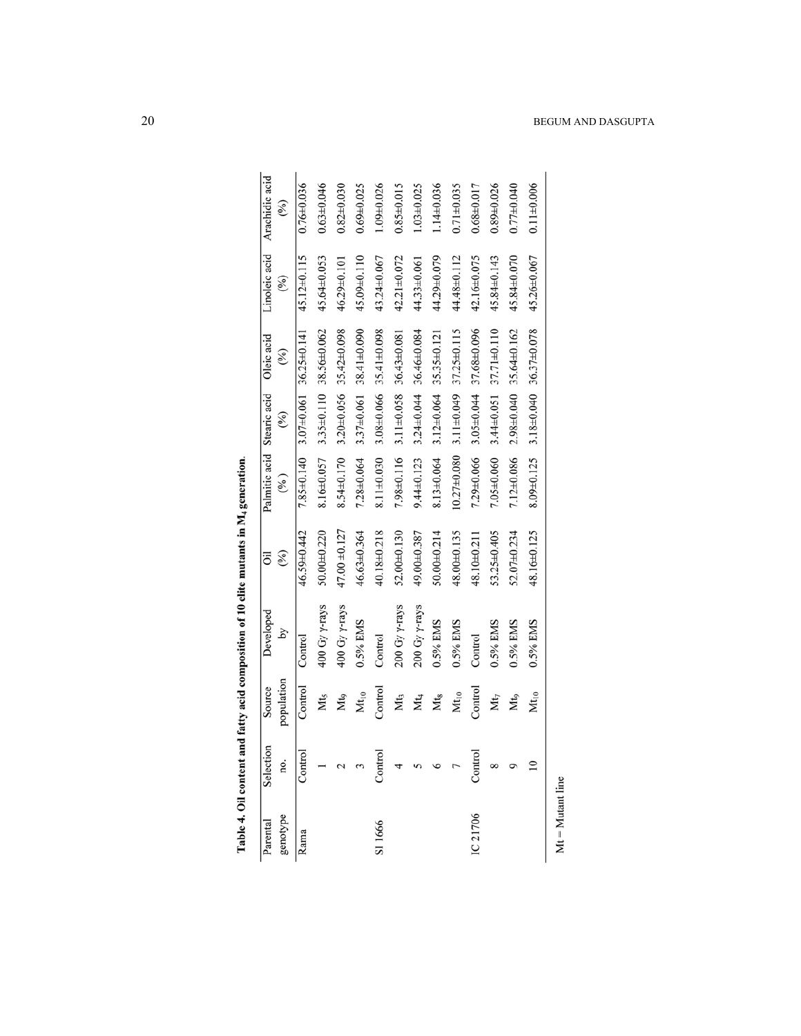**Table 4. Oil content and fatty acid composition of 10 elite mutants in $M_4$ generation.**

| Parental genotype | Selection no. | Source population | Developed by | Oil (%) | Palmitic acid (%) | Stearic acid (%) | Oleic acid (%) | Linoleic acid (%) | Arachidic acid (%) |
|---|---|---|---|---|---|---|---|---|---|
| Rama | Control | Control | Control | 46.59±0.442 | 7.85±0.140 | 3.07±0.061 | 36.25±0.141 | 45.12±0.115 | 0.76±0.036 |
| | 1 | $Mt_5$ | 400 Gy γ-rays | 50.00±0.220 | 8.16±0.057 | 3.35±0.110 | 38.56±0.062 | 45.64±0.053 | 0.63±0.046 |
| | 2 | $Mt_9$ | 400 Gy γ-rays | 47.00 ±0.127 | 8.54±0.170 | 3.20±0.056 | 35.42±0.098 | 46.29±0.101 | 0.82±0.030 |
| | 3 | $Mt_{10}$ | 0.5% EMS | 46.63±0.364 | 7.28±0.064 | 3.37±0.061 | 38.41±0.090 | 45.09±0.110 | 0.69±0.025 |
| SI 1666 | Control | Control | Control | 40.18±0.218 | 8.11±0.030 | 3.08±0.066 | 35.41±0.098 | 43.24±0.067 | 1.09±0.026 |
| | 4 | $Mt_3$ | 200 Gy γ-rays | 52.00±0.130 | 7.98±0.116 | 3.11±0.058 | 36.43±0.081 | 42.21±0.072 | 0.85±0.015 |
| | 5 | $Mt_4$ | 200 Gy γ-rays | 49.00±0.387 | 9.44±0.123 | 3.24±0.044 | 36.46±0.084 | 44.33±0.061 | 1.03±0.025 |
| | 6 | $Mt_8$ | 0.5% EMS | 50.00±0.214 | 8.13±0.064 | 3.12±0.064 | 35.35±0.121 | 44.29±0.079 | 1.14±0.036 |
| | 7 | $Mt_{10}$ | 0.5% EMS | 48.00±0.135 | 10.27±0.080 | 3.11±0.049 | 37.25±0.115 | 44.48±0.112 | 0.71±0.035 |
| IC 21706 | Control | Control | Control | 48.10±0.211 | 7.29±0.066 | 3.05±0.044 | 37.68±0.096 | 42.16±0.075 | 0.68±0.017 |
| | 8 | $Mt_7$ | 0.5% EMS | 53.25±0.405 | 7.05±0.060 | 3.44±0.051 | 37.71±0.110 | 45.84±0.143 | 0.89±0.026 |
| | 9 | $Mt_9$ | 0.5% EMS | 52.07±0.234 | 7.12±0.086 | 2.98±0.040 | 35.64±0.162 | 45.84±0.070 | 0.77±0.040 |
| | 10 | $Mt_{10}$ | 0.5% EMS | 48.16±0.125 | 8.09±0.125 | 3.18±0.040 | 36.37±0.078 | 45.26±0.067 | 0.11±0.006 |

Mt = Mutant line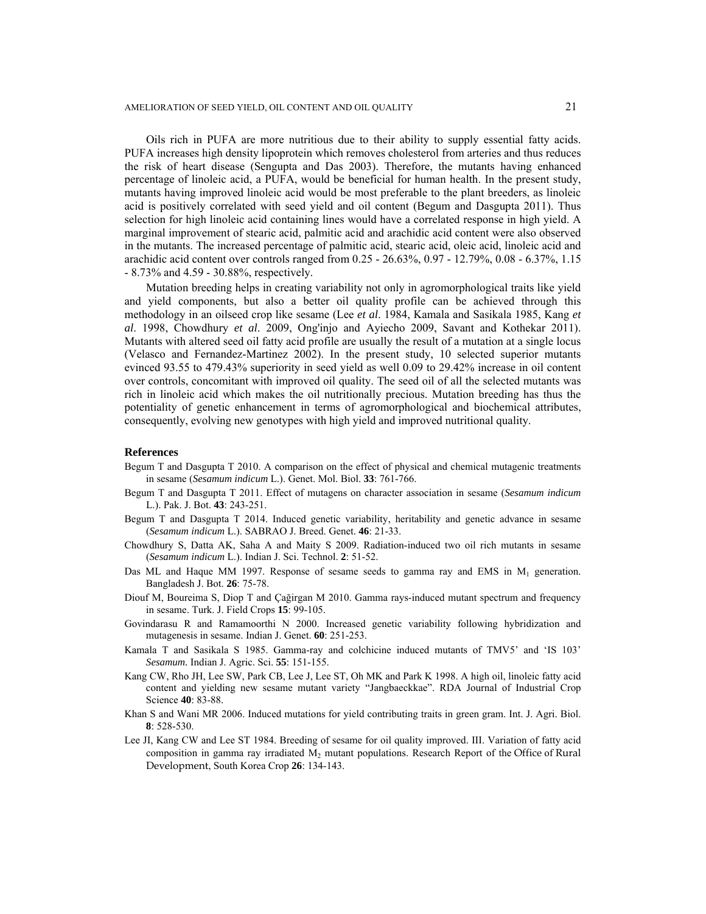Oils rich in PUFA are more nutritious due to their ability to supply essential fatty acids. PUFA increases high density lipoprotein which removes cholesterol from arteries and thus reduces the risk of heart disease (Sengupta and Das 2003). Therefore, the mutants having enhanced percentage of linoleic acid, a PUFA, would be beneficial for human health. In the present study, mutants having improved linoleic acid would be most preferable to the plant breeders, as linoleic acid is positively correlated with seed yield and oil content (Begum and Dasgupta 2011). Thus selection for high linoleic acid containing lines would have a correlated response in high yield. A marginal improvement of stearic acid, palmitic acid and arachidic acid content were also observed in the mutants. The increased percentage of palmitic acid, stearic acid, oleic acid, linoleic acid and arachidic acid content over controls ranged from 0.25 - 26.63%, 0.97 - 12.79%, 0.08 - 6.37%, 1.15 - 8.73% and 4.59 - 30.88%, respectively.

Mutation breeding helps in creating variability not only in agromorphological traits like yield and yield components, but also a better oil quality profile can be achieved through this methodology in an oilseed crop like sesame (Lee *et al*. 1984, Kamala and Sasikala 1985, Kang *et al*. 1998, Chowdhury *et al*. 2009, Ong'injo and Ayiecho 2009, Savant and Kothekar 2011). Mutants with altered seed oil fatty acid profile are usually the result of a mutation at a single locus (Velasco and Fernandez-Martinez 2002). In the present study, 10 selected superior mutants evinced 93.55 to 479.43% superiority in seed yield as well 0.09 to 29.42% increase in oil content over controls, concomitant with improved oil quality. The seed oil of all the selected mutants was rich in linoleic acid which makes the oil nutritionally precious. Mutation breeding has thus the potentiality of genetic enhancement in terms of agromorphological and biochemical attributes, consequently, evolving new genotypes with high yield and improved nutritional quality.

## References

Begum T and Dasgupta T 2010. A comparison on the effect of physical and chemical mutagenic treatments in sesame (*Sesamum indicum* L.). Genet. Mol. Biol. **33**: 761-766.

Begum T and Dasgupta T 2011. Effect of mutagens on character association in sesame (*Sesamum indicum* L.). Pak. J. Bot. **43**: 243-251.

Begum T and Dasgupta T 2014. Induced genetic variability, heritability and genetic advance in sesame (*Sesamum indicum* L.). SABRAO J. Breed. Genet. **46**: 21-33.

Chowdhury S, Datta AK, Saha A and Maity S 2009. Radiation-induced two oil rich mutants in sesame (*Sesamum indicum* L.). Indian J. Sci. Technol. **2**: 51-52.

Das ML and Haque MM 1997. Response of sesame seeds to gamma ray and EMS in $M_1$ generation. Bangladesh J. Bot. **26**: 75-78.

Diouf M, Boureima S, Diop T and Çağirgan M 2010. Gamma rays-induced mutant spectrum and frequency in sesame. Turk. J. Field Crops **15**: 99-105.

Govindarasu R and Ramamoorthi N 2000. Increased genetic variability following hybridization and mutagenesis in sesame. Indian J. Genet. **60**: 251-253.

Kamala T and Sasikala S 1985. Gamma-ray and colchicine induced mutants of TMV5' and 'IS 103' *Sesamum*. Indian J. Agric. Sci. **55**: 151-155.

Kang CW, Rho JH, Lee SW, Park CB, Lee J, Lee ST, Oh MK and Park K 1998. A high oil, linoleic fatty acid content and yielding new sesame mutant variety "Jangbaeckkae". RDA Journal of Industrial Crop Science **40**: 83-88.

Khan S and Wani MR 2006. Induced mutations for yield contributing traits in green gram. Int. J. Agri. Biol. **8**: 528-530.

Lee JI, Kang CW and Lee ST 1984. Breeding of sesame for oil quality improved. III. Variation of fatty acid composition in gamma ray irradiated $M_2$ mutant populations. Research Report of the Office of Rural Development, South Korea Crop **26**: 134-143.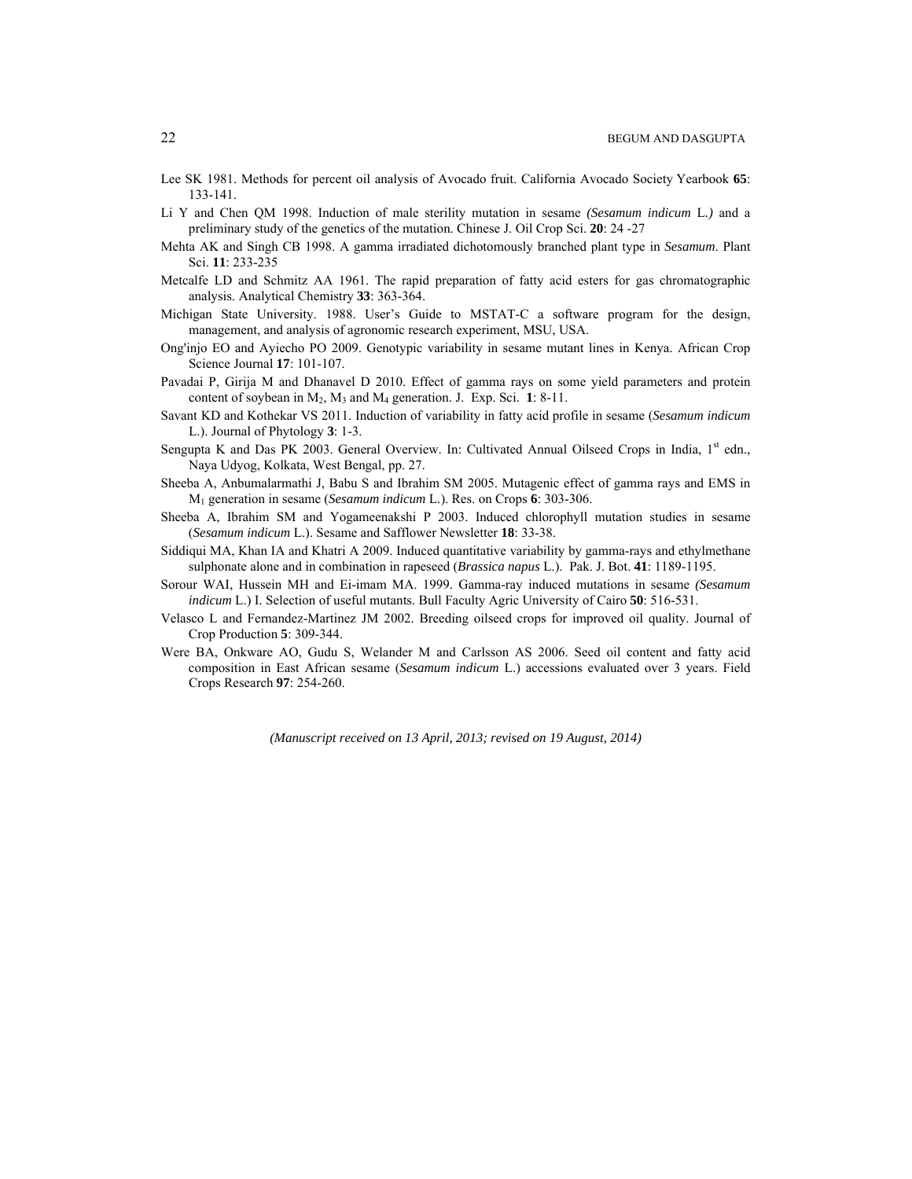Lee SK 1981. Methods for percent oil analysis of Avocado fruit. California Avocado Society Yearbook **65**: 133-141.

Li Y and Chen QM 1998. Induction of male sterility mutation in sesame *(Sesamum indicum* L.*)* and a preliminary study of the genetics of the mutation. Chinese J. Oil Crop Sci. **20**: 24 -27

Mehta AK and Singh CB 1998. A gamma irradiated dichotomously branched plant type in *Sesamum*. Plant Sci. **11**: 233-235

Metcalfe LD and Schmitz AA 1961. The rapid preparation of fatty acid esters for gas chromatographic analysis. Analytical Chemistry **33**: 363-364.

Michigan State University. 1988. User's Guide to MSTAT-C a software program for the design, management, and analysis of agronomic research experiment, MSU, USA.

Ong'injo EO and Ayiecho PO 2009. Genotypic variability in sesame mutant lines in Kenya. African Crop Science Journal **17**: 101-107.

Pavadai P, Girija M and Dhanavel D 2010. Effect of gamma rays on some yield parameters and protein content of soybean in $M_2$, $M_3$ and $M_4$ generation. J. Exp. Sci. **1**: 8-11.

Savant KD and Kothekar VS 2011. Induction of variability in fatty acid profile in sesame (*Sesamum indicum* L.). Journal of Phytology **3**: 1-3.

Sengupta K and Das PK 2003. General Overview. In: Cultivated Annual Oilseed Crops in India, 1st edn., Naya Udyog, Kolkata, West Bengal, pp. 27.

Sheeba A, Anbumalarmathi J, Babu S and Ibrahim SM 2005. Mutagenic effect of gamma rays and EMS in $M_1$ generation in sesame (*Sesamum indicum* L.). Res. on Crops **6**: 303-306.

Sheeba A, Ibrahim SM and Yogameenakshi P 2003. Induced chlorophyll mutation studies in sesame (*Sesamum indicum* L.). Sesame and Safflower Newsletter **18**: 33-38.

Siddiqui MA, Khan IA and Khatri A 2009. Induced quantitative variability by gamma-rays and ethylmethane sulphonate alone and in combination in rapeseed (*Brassica napus* L.). Pak. J. Bot. **41**: 1189-1195.

Sorour WAI, Hussein MH and Ei-imam MA. 1999. Gamma-ray induced mutations in sesame *(Sesamum indicum* L.) I. Selection of useful mutants. Bull Faculty Agric University of Cairo **50**: 516-531.

Velasco L and Fernandez-Martinez JM 2002. Breeding oilseed crops for improved oil quality. Journal of Crop Production **5**: 309-344.

Were BA, Onkware AO, Gudu S, Welander M and Carlsson AS 2006. Seed oil content and fatty acid composition in East African sesame (*Sesamum indicum* L.) accessions evaluated over 3 years. Field Crops Research **97**: 254-260.

*(Manuscript received on 13 April, 2013; revised on 19 August, 2014)*